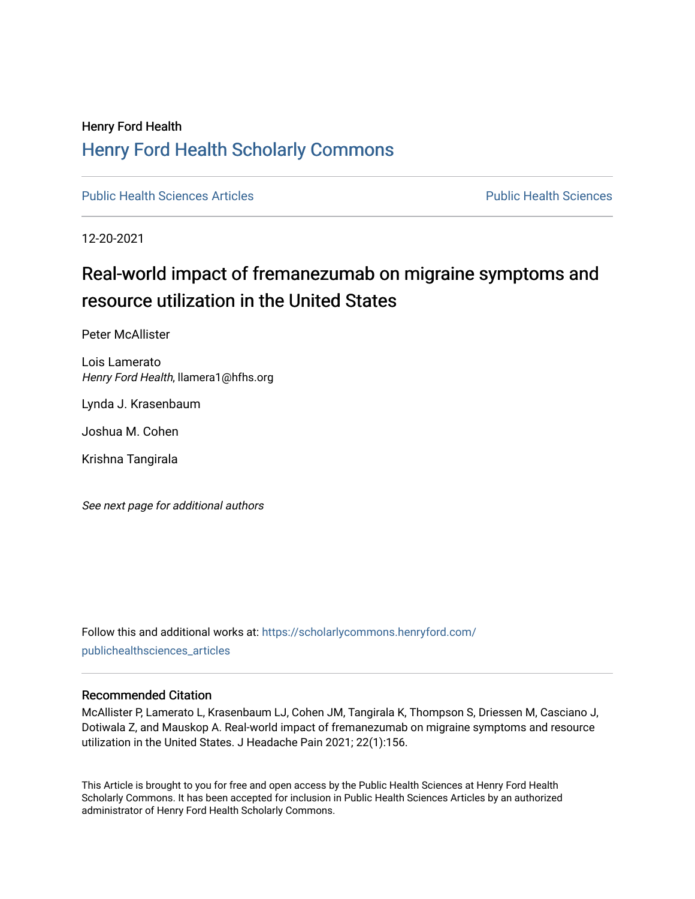Henry Ford Health

# Henry Ford Health Scholarly Commons

Public Health Sciences Articles | Public Health Sciences

12-20-2021

## Real-world impact of fremanezumab on migraine symptoms and resource utilization in the United States

Peter McAllister

Lois Lamerato
*Henry Ford Health*, llamera1@hfhs.org

Lynda J. Krasenbaum

Joshua M. Cohen

Krishna Tangirala

*See next page for additional authors*

Follow this and additional works at: https://scholarlycommons.henryford.com/publichealthsciences_articles

### Recommended Citation

McAllister P, Lamerato L, Krasenbaum LJ, Cohen JM, Tangirala K, Thompson S, Driessen M, Casciano J, Dotiwala Z, and Mauskop A. Real-world impact of fremanezumab on migraine symptoms and resource utilization in the United States. J Headache Pain 2021; 22(1):156.

This Article is brought to you for free and open access by the Public Health Sciences at Henry Ford Health Scholarly Commons. It has been accepted for inclusion in Public Health Sciences Articles by an authorized administrator of Henry Ford Health Scholarly Commons.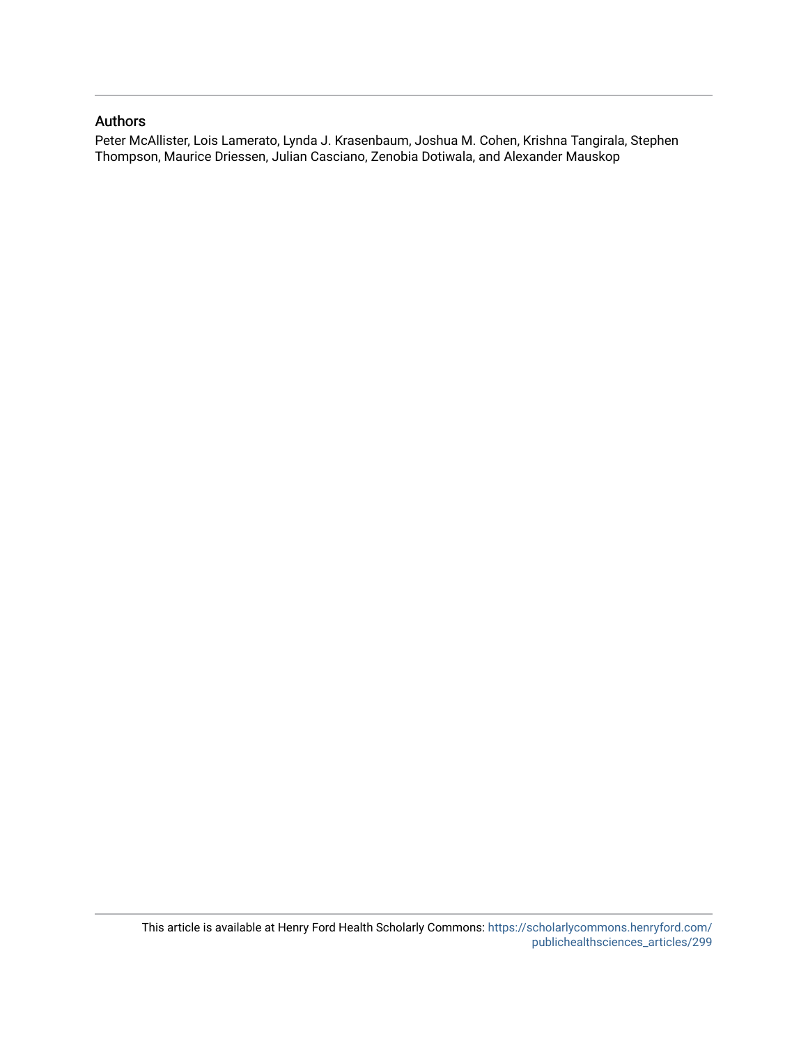## Authors

Peter McAllister, Lois Lamerato, Lynda J. Krasenbaum, Joshua M. Cohen, Krishna Tangirala, Stephen Thompson, Maurice Driessen, Julian Casciano, Zenobia Dotiwala, and Alexander Mauskop

This article is available at Henry Ford Health Scholarly Commons: https://scholarlycommons.henryford.com/publichealthsciences_articles/299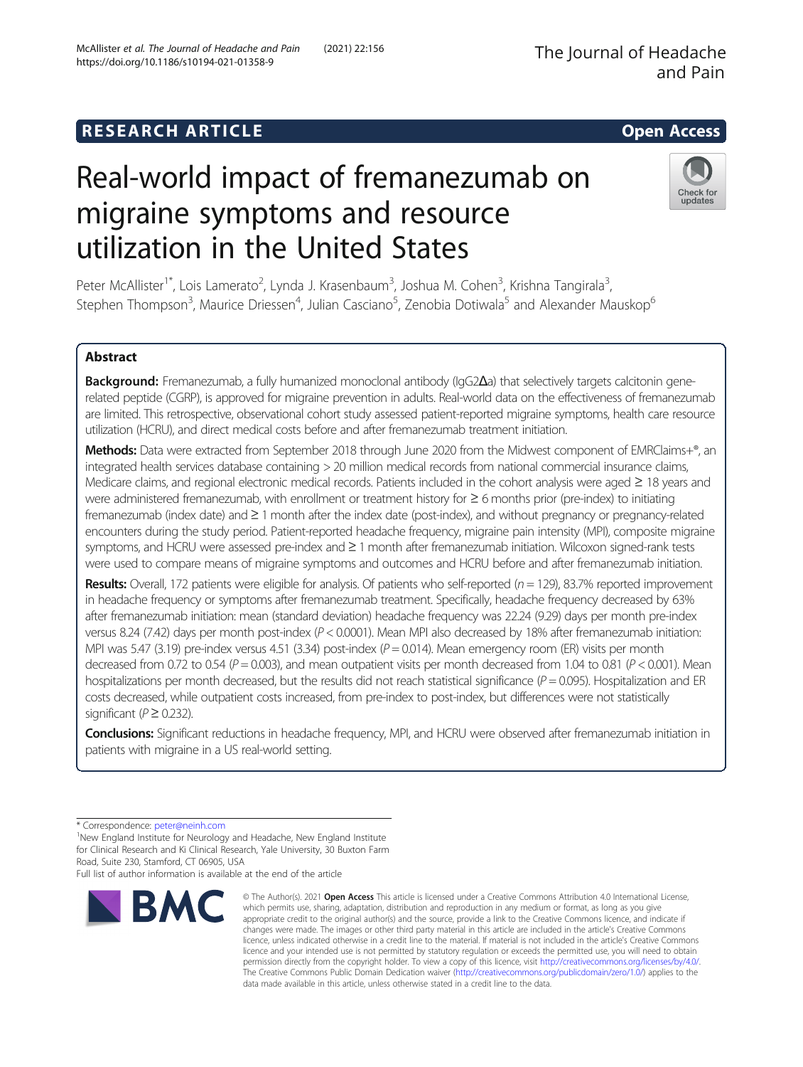# Real-world impact of fremanezumab on migraine symptoms and resource utilization in the United States

Peter McAllister[1*], Lois Lamerato[2], Lynda J. Krasenbaum[3], Joshua M. Cohen[3], Krishna Tangirala[3], Stephen Thompson[3], Maurice Driessen[4], Julian Casciano[5], Zenobia Dotiwala[5] and Alexander Mauskop[6]

## Abstract

**Background:** Fremanezumab, a fully humanized monoclonal antibody (IgG2Δa) that selectively targets calcitonin gene-related peptide (CGRP), is approved for migraine prevention in adults. Real-world data on the effectiveness of fremanezumab are limited. This retrospective, observational cohort study assessed patient-reported migraine symptoms, health care resource utilization (HCRU), and direct medical costs before and after fremanezumab treatment initiation.

**Methods:** Data were extracted from September 2018 through June 2020 from the Midwest component of EMRClaims+®, an integrated health services database containing > 20 million medical records from national commercial insurance claims, Medicare claims, and regional electronic medical records. Patients included in the cohort analysis were aged ≥ 18 years and were administered fremanezumab, with enrollment or treatment history for ≥ 6 months prior (pre-index) to initiating fremanezumab (index date) and ≥ 1 month after the index date (post-index), and without pregnancy or pregnancy-related encounters during the study period. Patient-reported headache frequency, migraine pain intensity (MPI), composite migraine symptoms, and HCRU were assessed pre-index and ≥ 1 month after fremanezumab initiation. Wilcoxon signed-rank tests were used to compare means of migraine symptoms and outcomes and HCRU before and after fremanezumab initiation.

**Results:** Overall, 172 patients were eligible for analysis. Of patients who self-reported ($n = 129$), 83.7% reported improvement in headache frequency or symptoms after fremanezumab treatment. Specifically, headache frequency decreased by 63% after fremanezumab initiation: mean (standard deviation) headache frequency was 22.24 (9.29) days per month pre-index versus 8.24 (7.42) days per month post-index ($P < 0.0001$). Mean MPI also decreased by 18% after fremanezumab initiation: MPI was 5.47 (3.19) pre-index versus 4.51 (3.34) post-index ($P = 0.014$). Mean emergency room (ER) visits per month decreased from 0.72 to 0.54 ($P = 0.003$), and mean outpatient visits per month decreased from 1.04 to 0.81 ($P < 0.001$). Mean hospitalizations per month decreased, but the results did not reach statistical significance ($P = 0.095$). Hospitalization and ER costs decreased, while outpatient costs increased, from pre-index to post-index, but differences were not statistically significant ($P \geq 0.232$).

**Conclusions:** Significant reductions in headache frequency, MPI, and HCRU were observed after fremanezumab initiation in patients with migraine in a US real-world setting.

* Correspondence: peter@neinh.com
[1]New England Institute for Neurology and Headache, New England Institute for Clinical Research and Ki Clinical Research, Yale University, 30 Buxton Farm Road, Suite 230, Stamford, CT 06905, USA
Full list of author information is available at the end of the article

© The Author(s). 2021 **Open Access** This article is licensed under a Creative Commons Attribution 4.0 International License, which permits use, sharing, adaptation, distribution and reproduction in any medium or format, as long as you give appropriate credit to the original author(s) and the source, provide a link to the Creative Commons licence, and indicate if changes were made. The images or other third party material in this article are included in the article's Creative Commons licence, unless indicated otherwise in a credit line to the material. If material is not included in the article's Creative Commons licence and your intended use is not permitted by statutory regulation or exceeds the permitted use, you will need to obtain permission directly from the copyright holder. To view a copy of this licence, visit http://creativecommons.org/licenses/by/4.0/. The Creative Commons Public Domain Dedication waiver (http://creativecommons.org/publicdomain/zero/1.0/) applies to the data made available in this article, unless otherwise stated in a credit line to the data.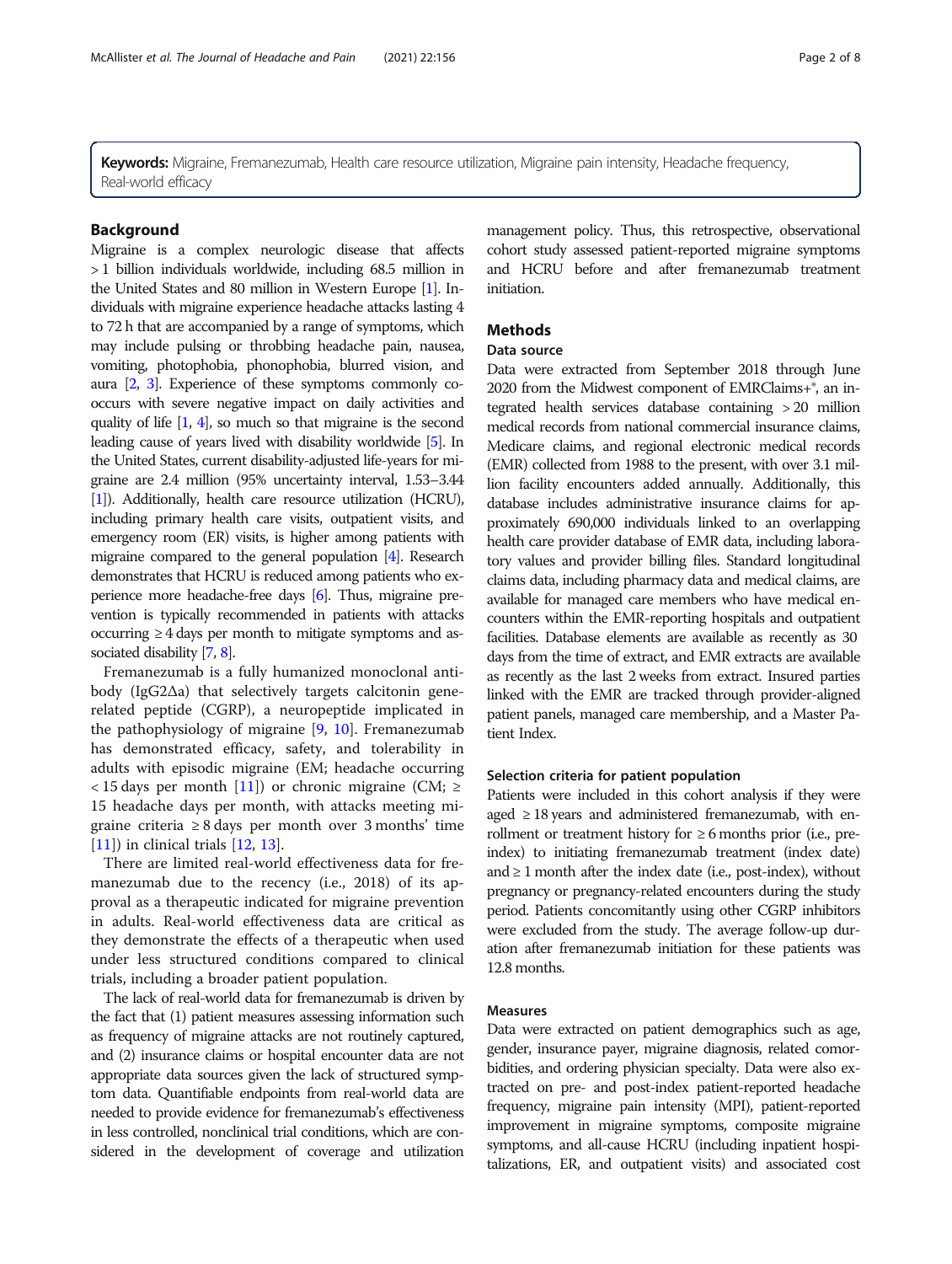**Keywords:** Migraine, Fremanezumab, Health care resource utilization, Migraine pain intensity, Headache frequency, Real-world efficacy

## Background

Migraine is a complex neurologic disease that affects > 1 billion individuals worldwide, including 68.5 million in the United States and 80 million in Western Europe [1]. Individuals with migraine experience headache attacks lasting 4 to 72 h that are accompanied by a range of symptoms, which may include pulsing or throbbing headache pain, nausea, vomiting, photophobia, phonophobia, blurred vision, and aura [2, 3]. Experience of these symptoms commonly co-occurs with severe negative impact on daily activities and quality of life [1, 4], so much so that migraine is the second leading cause of years lived with disability worldwide [5]. In the United States, current disability-adjusted life-years for migraine are 2.4 million (95% uncertainty interval, 1.53–3.44 [1]). Additionally, health care resource utilization (HCRU), including primary health care visits, outpatient visits, and emergency room (ER) visits, is higher among patients with migraine compared to the general population [4]. Research demonstrates that HCRU is reduced among patients who experience more headache-free days [6]. Thus, migraine prevention is typically recommended in patients with attacks occurring ≥ 4 days per month to mitigate symptoms and associated disability [7, 8].

Fremanezumab is a fully humanized monoclonal antibody (IgG2Δa) that selectively targets calcitonin gene-related peptide (CGRP), a neuropeptide implicated in the pathophysiology of migraine [9, 10]. Fremanezumab has demonstrated efficacy, safety, and tolerability in adults with episodic migraine (EM; headache occurring < 15 days per month [11]) or chronic migraine (CM; ≥ 15 headache days per month, with attacks meeting migraine criteria ≥ 8 days per month over 3 months' time [11]) in clinical trials [12, 13].

There are limited real-world effectiveness data for fremanezumab due to the recency (i.e., 2018) of its approval as a therapeutic indicated for migraine prevention in adults. Real-world effectiveness data are critical as they demonstrate the effects of a therapeutic when used under less structured conditions compared to clinical trials, including a broader patient population.

The lack of real-world data for fremanezumab is driven by the fact that (1) patient measures assessing information such as frequency of migraine attacks are not routinely captured, and (2) insurance claims or hospital encounter data are not appropriate data sources given the lack of structured symptom data. Quantifiable endpoints from real-world data are needed to provide evidence for fremanezumab's effectiveness in less controlled, nonclinical trial conditions, which are considered in the development of coverage and utilization management policy. Thus, this retrospective, observational cohort study assessed patient-reported migraine symptoms and HCRU before and after fremanezumab treatment initiation.

## Methods

### Data source

Data were extracted from September 2018 through June 2020 from the Midwest component of EMRClaims+®, an integrated health services database containing > 20 million medical records from national commercial insurance claims, Medicare claims, and regional electronic medical records (EMR) collected from 1988 to the present, with over 3.1 million facility encounters added annually. Additionally, this database includes administrative insurance claims for approximately 690,000 individuals linked to an overlapping health care provider database of EMR data, including laboratory values and provider billing files. Standard longitudinal claims data, including pharmacy data and medical claims, are available for managed care members who have medical encounters within the EMR-reporting hospitals and outpatient facilities. Database elements are available as recently as 30 days from the time of extract, and EMR extracts are available as recently as the last 2 weeks from extract. Insured parties linked with the EMR are tracked through provider-aligned patient panels, managed care membership, and a Master Patient Index.

### Selection criteria for patient population

Patients were included in this cohort analysis if they were aged ≥ 18 years and administered fremanezumab, with enrollment or treatment history for ≥ 6 months prior (i.e., pre-index) to initiating fremanezumab treatment (index date) and ≥ 1 month after the index date (i.e., post-index), without pregnancy or pregnancy-related encounters during the study period. Patients concomitantly using other CGRP inhibitors were excluded from the study. The average follow-up duration after fremanezumab initiation for these patients was 12.8 months.

### Measures

Data were extracted on patient demographics such as age, gender, insurance payer, migraine diagnosis, related comorbidities, and ordering physician specialty. Data were also extracted on pre- and post-index patient-reported headache frequency, migraine pain intensity (MPI), patient-reported improvement in migraine symptoms, composite migraine symptoms, and all-cause HCRU (including inpatient hospitalizations, ER, and outpatient visits) and associated cost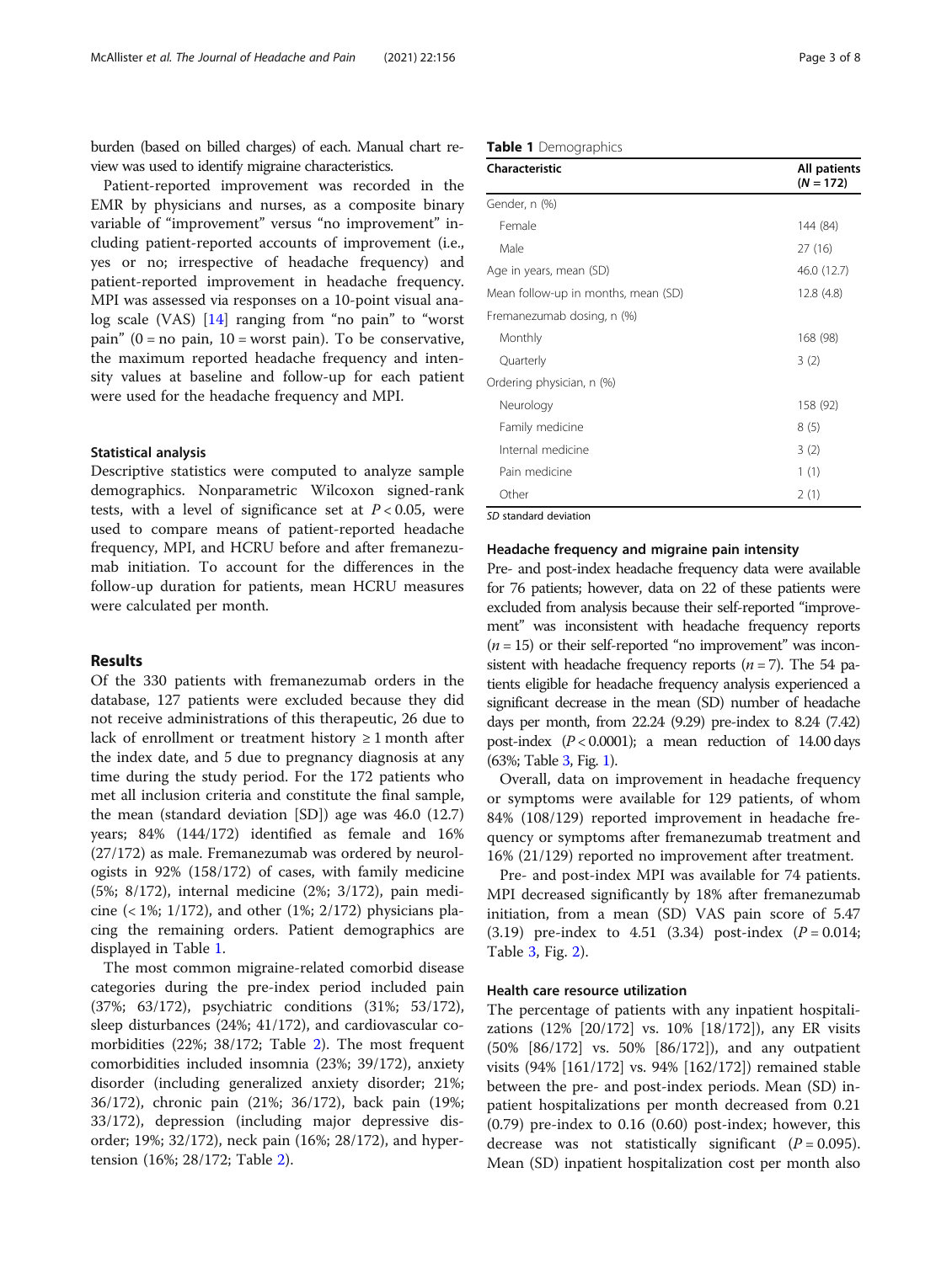burden (based on billed charges) of each. Manual chart review was used to identify migraine characteristics.

Patient-reported improvement was recorded in the EMR by physicians and nurses, as a composite binary variable of "improvement" versus "no improvement" including patient-reported accounts of improvement (i.e., yes or no; irrespective of headache frequency) and patient-reported improvement in headache frequency. MPI was assessed via responses on a 10-point visual analog scale (VAS) [14] ranging from "no pain" to "worst pain" (0 = no pain, 10 = worst pain). To be conservative, the maximum reported headache frequency and intensity values at baseline and follow-up for each patient were used for the headache frequency and MPI.

### Statistical analysis

Descriptive statistics were computed to analyze sample demographics. Nonparametric Wilcoxon signed-rank tests, with a level of significance set at $P < 0.05$, were used to compare means of patient-reported headache frequency, MPI, and HCRU before and after fremanezumab initiation. To account for the differences in the follow-up duration for patients, mean HCRU measures were calculated per month.

## Results

Of the 330 patients with fremanezumab orders in the database, 127 patients were excluded because they did not receive administrations of this therapeutic, 26 due to lack of enrollment or treatment history ≥ 1 month after the index date, and 5 due to pregnancy diagnosis at any time during the study period. For the 172 patients who met all inclusion criteria and constitute the final sample, the mean (standard deviation [SD]) age was 46.0 (12.7) years; 84% (144/172) identified as female and 16% (27/172) as male. Fremanezumab was ordered by neurologists in 92% (158/172) of cases, with family medicine (5%; 8/172), internal medicine (2%; 3/172), pain medicine (< 1%; 1/172), and other (1%; 2/172) physicians placing the remaining orders. Patient demographics are displayed in Table 1.

The most common migraine-related comorbid disease categories during the pre-index period included pain (37%; 63/172), psychiatric conditions (31%; 53/172), sleep disturbances (24%; 41/172), and cardiovascular comorbidities (22%; 38/172; Table 2). The most frequent comorbidities included insomnia (23%; 39/172), anxiety disorder (including generalized anxiety disorder; 21%; 36/172), chronic pain (21%; 36/172), back pain (19%; 33/172), depression (including major depressive disorder; 19%; 32/172), neck pain (16%; 28/172), and hypertension (16%; 28/172; Table 2).

**Table 1** Demographics

| Characteristic | All patients ($N = 172$) |
|---|---|
| Gender, n (%) | |
| Female | 144 (84) |
| Male | 27 (16) |
| Age in years, mean (SD) | 46.0 (12.7) |
| Mean follow-up in months, mean (SD) | 12.8 (4.8) |
| Fremanezumab dosing, n (%) | |
| Monthly | 168 (98) |
| Quarterly | 3 (2) |
| Ordering physician, n (%) | |
| Neurology | 158 (92) |
| Family medicine | 8 (5) |
| Internal medicine | 3 (2) |
| Pain medicine | 1 (1) |
| Other | 2 (1) |

*SD* standard deviation

### Headache frequency and migraine pain intensity

Pre- and post-index headache frequency data were available for 76 patients; however, data on 22 of these patients were excluded from analysis because their self-reported "improvement" was inconsistent with headache frequency reports ($n = 15$) or their self-reported "no improvement" was inconsistent with headache frequency reports ($n = 7$). The 54 patients eligible for headache frequency analysis experienced a significant decrease in the mean (SD) number of headache days per month, from 22.24 (9.29) pre-index to 8.24 (7.42) post-index ($P < 0.0001$); a mean reduction of 14.00 days (63%; Table 3, Fig. 1).

Overall, data on improvement in headache frequency or symptoms were available for 129 patients, of whom 84% (108/129) reported improvement in headache frequency or symptoms after fremanezumab treatment and 16% (21/129) reported no improvement after treatment.

Pre- and post-index MPI was available for 74 patients. MPI decreased significantly by 18% after fremanezumab initiation, from a mean (SD) VAS pain score of 5.47 (3.19) pre-index to 4.51 (3.34) post-index ($P = 0.014$; Table 3, Fig. 2).

### Health care resource utilization

The percentage of patients with any inpatient hospitalizations (12% [20/172] vs. 10% [18/172]), any ER visits (50% [86/172] vs. 50% [86/172]), and any outpatient visits (94% [161/172] vs. 94% [162/172]) remained stable between the pre- and post-index periods. Mean (SD) inpatient hospitalizations per month decreased from 0.21 (0.79) pre-index to 0.16 (0.60) post-index; however, this decrease was not statistically significant ($P = 0.095$). Mean (SD) inpatient hospitalization cost per month also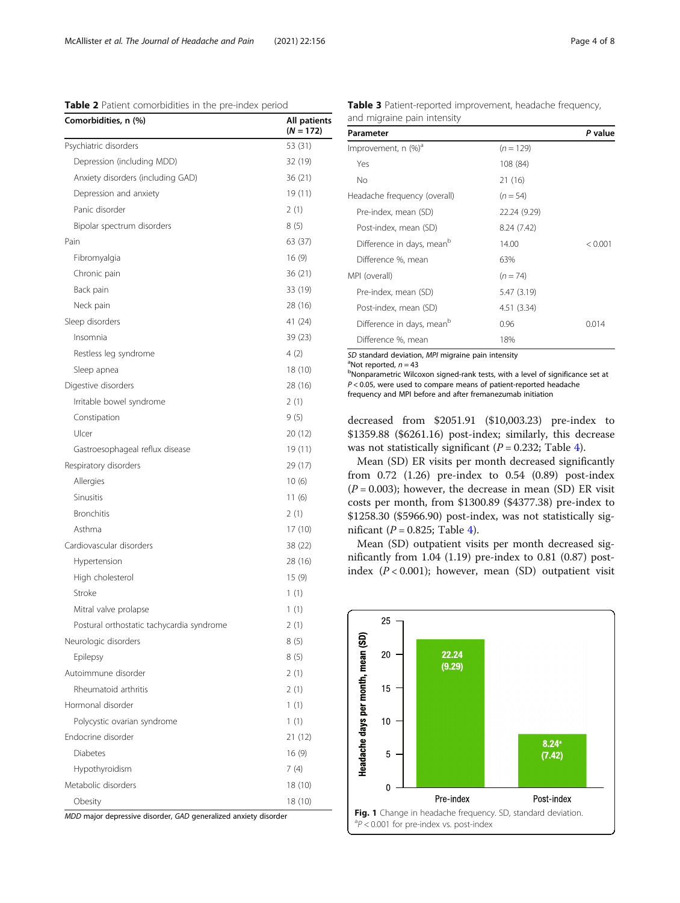**Table 2** Patient comorbidities in the pre-index period

| Comorbidities, n (%) | All patients ($N = 172$) |
|---|---|
| Psychiatric disorders | 53 (31) |
| Depression (including MDD) | 32 (19) |
| Anxiety disorders (including GAD) | 36 (21) |
| Depression and anxiety | 19 (11) |
| Panic disorder | 2 (1) |
| Bipolar spectrum disorders | 8 (5) |
| Pain | 63 (37) |
| Fibromyalgia | 16 (9) |
| Chronic pain | 36 (21) |
| Back pain | 33 (19) |
| Neck pain | 28 (16) |
| Sleep disorders | 41 (24) |
| Insomnia | 39 (23) |
| Restless leg syndrome | 4 (2) |
| Sleep apnea | 18 (10) |
| Digestive disorders | 28 (16) |
| Irritable bowel syndrome | 2 (1) |
| Constipation | 9 (5) |
| Ulcer | 20 (12) |
| Gastroesophageal reflux disease | 19 (11) |
| Respiratory disorders | 29 (17) |
| Allergies | 10 (6) |
| Sinusitis | 11 (6) |
| Bronchitis | 2 (1) |
| Asthma | 17 (10) |
| Cardiovascular disorders | 38 (22) |
| Hypertension | 28 (16) |
| High cholesterol | 15 (9) |
| Stroke | 1 (1) |
| Mitral valve prolapse | 1 (1) |
| Postural orthostatic tachycardia syndrome | 2 (1) |
| Neurologic disorders | 8 (5) |
| Epilepsy | 8 (5) |
| Autoimmune disorder | 2 (1) |
| Rheumatoid arthritis | 2 (1) |
| Hormonal disorder | 1 (1) |
| Polycystic ovarian syndrome | 1 (1) |
| Endocrine disorder | 21 (12) |
| Diabetes | 16 (9) |
| Hypothyroidism | 7 (4) |
| Metabolic disorders | 18 (10) |
| Obesity | 18 (10) |

*MDD* major depressive disorder, *GAD* generalized anxiety disorder

**Table 3** Patient-reported improvement, headache frequency, and migraine pain intensity

| Parameter | | P value |
|---|---|---|
| Improvement, n (%)[a] | ($n = 129$) | |
| Yes | 108 (84) | |
| No | 21 (16) | |
| Headache frequency (overall) | ($n = 54$) | |
| Pre-index, mean (SD) | 22.24 (9.29) | |
| Post-index, mean (SD) | 8.24 (7.42) | |
| Difference in days, mean[b] | 14.00 | < 0.001 |
| Difference %, mean | 63% | |
| MPI (overall) | ($n = 74$) | |
| Pre-index, mean (SD) | 5.47 (3.19) | |
| Post-index, mean (SD) | 4.51 (3.34) | |
| Difference in days, mean[b] | 0.96 | 0.014 |
| Difference %, mean | 18% | |

*SD* standard deviation, *MPI* migraine pain intensity
[a]Not reported, $n = 43$
[b]Nonparametric Wilcoxon signed-rank tests, with a level of significance set at $P < 0.05$, were used to compare means of patient-reported headache frequency and MPI before and after fremanezumab initiation

decreased from \$2051.91 (\$10,003.23) pre-index to \$1359.88 (\$6261.16) post-index; similarly, this decrease was not statistically significant ($P = 0.232$; Table 4).

Mean (SD) ER visits per month decreased significantly from 0.72 (1.26) pre-index to 0.54 (0.89) post-index ($P = 0.003$); however, the decrease in mean (SD) ER visit costs per month, from \$1300.89 (\$4377.38) pre-index to \$1258.30 (\$5966.90) post-index, was not statistically significant ($P = 0.825$; Table 4).

Mean (SD) outpatient visits per month decreased significantly from 1.04 (1.19) pre-index to 0.81 (0.87) post-index ($P < 0.001$); however, mean (SD) outpatient visit

**Fig. 1** Change in headache frequency. SD, standard deviation. [a]$P < 0.001$ for pre-index vs. post-index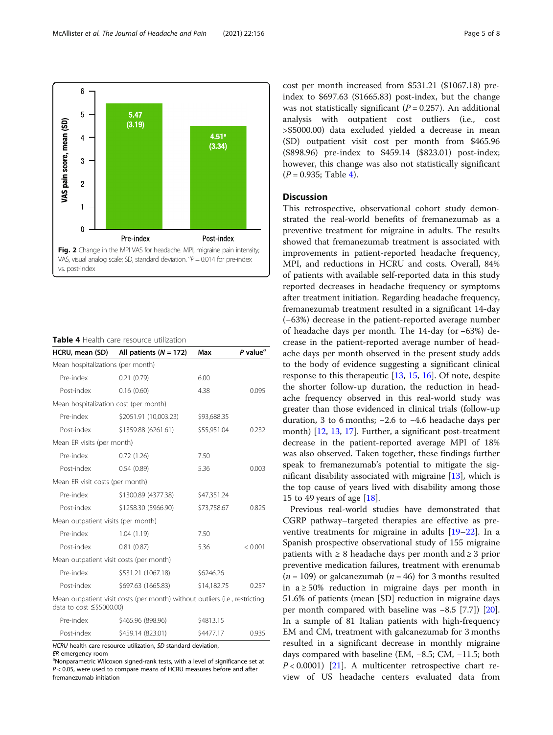Fig. 2 Change in the MPI VAS for headache. MPI, migraine pain intensity; VAS, visual analog scale; SD, standard deviation. [a]$P = 0.014$ for pre-index vs. post-index

**Table 4** Health care resource utilization

| HCRU, mean (SD) | All patients ($N = 172$) | Max | *P* value[a] |
|---|---|---|---|
| Mean hospitalizations (per month) | | | |
| Pre-index | 0.21 (0.79) | 6.00 | |
| Post-index | 0.16 (0.60) | 4.38 | 0.095 |
| Mean hospitalization cost (per month) | | | |
| Pre-index | $2051.91 (10,003.23) | $93,688.35 | |
| Post-index | $1359.88 (6261.61) | $55,951.04 | 0.232 |
| Mean ER visits (per month) | | | |
| Pre-index | 0.72 (1.26) | 7.50 | |
| Post-index | 0.54 (0.89) | 5.36 | 0.003 |
| Mean ER visit costs (per month) | | | |
| Pre-index | $1300.89 (4377.38) | $47,351.24 | |
| Post-index | $1258.30 (5966.90) | $73,758.67 | 0.825 |
| Mean outpatient visits (per month) | | | |
| Pre-index | 1.04 (1.19) | 7.50 | |
| Post-index | 0.81 (0.87) | 5.36 | < 0.001 |
| Mean outpatient visit costs (per month) | | | |
| Pre-index | $531.21 (1067.18) | $6246.26 | |
| Post-index | $697.63 (1665.83) | $14,182.75 | 0.257 |
| Mean outpatient visit costs (per month) without outliers (i.e., restricting data to cost ≤$5000.00) | | | |
| Pre-index | $465.96 (898.96) | $4813.15 | |
| Post-index | $459.14 (823.01) | $4477.17 | 0.935 |

*HCRU* health care resource utilization, *SD* standard deviation, *ER* emergency room

[a]Nonparametric Wilcoxon signed-rank tests, with a level of significance set at $P < 0.05$, were used to compare means of HCRU measures before and after fremanezumab initiation

cost per month increased from $531.21 ($1067.18) pre-index to $697.63 ($1665.83) post-index, but the change was not statistically significant ($P = 0.257$). An additional analysis with outpatient cost outliers (i.e., cost >$5000.00) data excluded yielded a decrease in mean (SD) outpatient visit cost per month from $465.96 ($898.96) pre-index to $459.14 ($823.01) post-index; however, this change was also not statistically significant ($P = 0.935$; Table 4).

## Discussion

This retrospective, observational cohort study demonstrated the real-world benefits of fremanezumab as a preventive treatment for migraine in adults. The results showed that fremanezumab treatment is associated with improvements in patient-reported headache frequency, MPI, and reductions in HCRU and costs. Overall, 84% of patients with available self-reported data in this study reported decreases in headache frequency or symptoms after treatment initiation. Regarding headache frequency, fremanezumab treatment resulted in a significant 14-day (−63%) decrease in the patient-reported average number of headache days per month. The 14-day (or −63%) decrease in the patient-reported average number of headache days per month observed in the present study adds to the body of evidence suggesting a significant clinical response to this therapeutic [13, 15, 16]. Of note, despite the shorter follow-up duration, the reduction in headache frequency observed in this real-world study was greater than those evidenced in clinical trials (follow-up duration, 3 to 6 months; −2.6 to −4.6 headache days per month) [12, 13, 17]. Further, a significant post-treatment decrease in the patient-reported average MPI of 18% was also observed. Taken together, these findings further speak to fremanezumab's potential to mitigate the significant disability associated with migraine [13], which is the top cause of years lived with disability among those 15 to 49 years of age [18].

Previous real-world studies have demonstrated that CGRP pathway–targeted therapies are effective as preventive treatments for migraine in adults [19–22]. In a Spanish prospective observational study of 155 migraine patients with ≥ 8 headache days per month and ≥ 3 prior preventive medication failures, treatment with erenumab ($n = 109$) or galcanezumab ($n = 46$) for 3 months resulted in a ≥ 50% reduction in migraine days per month in 51.6% of patients (mean [SD] reduction in migraine days per month compared with baseline was −8.5 [7.7]) [20]. In a sample of 81 Italian patients with high-frequency EM and CM, treatment with galcanezumab for 3 months resulted in a significant decrease in monthly migraine days compared with baseline (EM, −8.5; CM, −11.5; both $P < 0.0001$) [21]. A multicenter retrospective chart review of US headache centers evaluated data from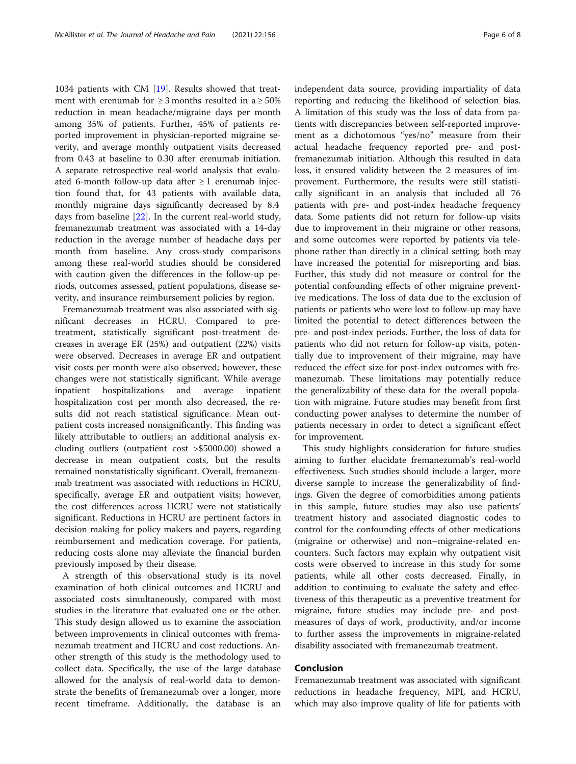1034 patients with CM [19]. Results showed that treatment with erenumab for ≥ 3 months resulted in a ≥ 50% reduction in mean headache/migraine days per month among 35% of patients. Further, 45% of patients reported improvement in physician-reported migraine severity, and average monthly outpatient visits decreased from 0.43 at baseline to 0.30 after erenumab initiation. A separate retrospective real-world analysis that evaluated 6-month follow-up data after ≥ 1 erenumab injection found that, for 43 patients with available data, monthly migraine days significantly decreased by 8.4 days from baseline [22]. In the current real-world study, fremanezumab treatment was associated with a 14-day reduction in the average number of headache days per month from baseline. Any cross-study comparisons among these real-world studies should be considered with caution given the differences in the follow-up periods, outcomes assessed, patient populations, disease severity, and insurance reimbursement policies by region.

Fremanezumab treatment was also associated with significant decreases in HCRU. Compared to pretreatment, statistically significant post-treatment decreases in average ER (25%) and outpatient (22%) visits were observed. Decreases in average ER and outpatient visit costs per month were also observed; however, these changes were not statistically significant. While average inpatient hospitalizations and average inpatient hospitalization cost per month also decreased, the results did not reach statistical significance. Mean outpatient costs increased nonsignificantly. This finding was likely attributable to outliers; an additional analysis excluding outliers (outpatient cost >$5000.00) showed a decrease in mean outpatient costs, but the results remained nonstatistically significant. Overall, fremanezumab treatment was associated with reductions in HCRU, specifically, average ER and outpatient visits; however, the cost differences across HCRU were not statistically significant. Reductions in HCRU are pertinent factors in decision making for policy makers and payers, regarding reimbursement and medication coverage. For patients, reducing costs alone may alleviate the financial burden previously imposed by their disease.

A strength of this observational study is its novel examination of both clinical outcomes and HCRU and associated costs simultaneously, compared with most studies in the literature that evaluated one or the other. This study design allowed us to examine the association between improvements in clinical outcomes with fremanezumab treatment and HCRU and cost reductions. Another strength of this study is the methodology used to collect data. Specifically, the use of the large database allowed for the analysis of real-world data to demonstrate the benefits of fremanezumab over a longer, more recent timeframe. Additionally, the database is an independent data source, providing impartiality of data reporting and reducing the likelihood of selection bias. A limitation of this study was the loss of data from patients with discrepancies between self-reported improvement as a dichotomous "yes/no" measure from their actual headache frequency reported pre- and post-fremanezumab initiation. Although this resulted in data loss, it ensured validity between the 2 measures of improvement. Furthermore, the results were still statistically significant in an analysis that included all 76 patients with pre- and post-index headache frequency data. Some patients did not return for follow-up visits due to improvement in their migraine or other reasons, and some outcomes were reported by patients via telephone rather than directly in a clinical setting; both may have increased the potential for misreporting and bias. Further, this study did not measure or control for the potential confounding effects of other migraine preventive medications. The loss of data due to the exclusion of patients or patients who were lost to follow-up may have limited the potential to detect differences between the pre- and post-index periods. Further, the loss of data for patients who did not return for follow-up visits, potentially due to improvement of their migraine, may have reduced the effect size for post-index outcomes with fremanezumab. These limitations may potentially reduce the generalizability of these data for the overall population with migraine. Future studies may benefit from first conducting power analyses to determine the number of patients necessary in order to detect a significant effect for improvement.

This study highlights consideration for future studies aiming to further elucidate fremanezumab's real-world effectiveness. Such studies should include a larger, more diverse sample to increase the generalizability of findings. Given the degree of comorbidities among patients in this sample, future studies may also use patients' treatment history and associated diagnostic codes to control for the confounding effects of other medications (migraine or otherwise) and non–migraine-related encounters. Such factors may explain why outpatient visit costs were observed to increase in this study for some patients, while all other costs decreased. Finally, in addition to continuing to evaluate the safety and effectiveness of this therapeutic as a preventive treatment for migraine, future studies may include pre- and post-measures of days of work, productivity, and/or income to further assess the improvements in migraine-related disability associated with fremanezumab treatment.

## Conclusion

Fremanezumab treatment was associated with significant reductions in headache frequency, MPI, and HCRU, which may also improve quality of life for patients with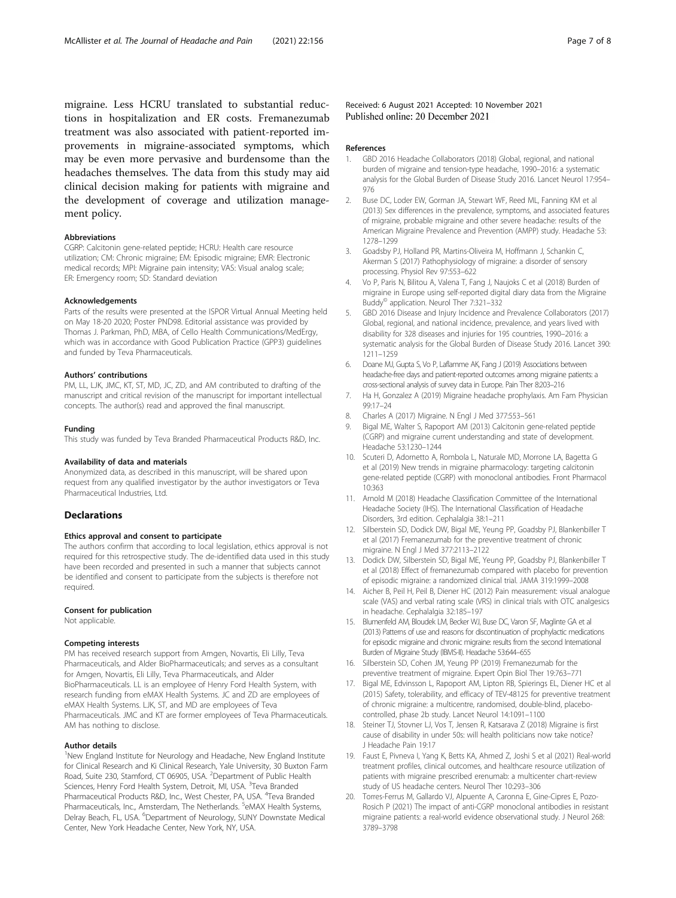migraine. Less HCRU translated to substantial reductions in hospitalization and ER costs. Fremanezumab treatment was also associated with patient-reported improvements in migraine-associated symptoms, which may be even more pervasive and burdensome than the headaches themselves. The data from this study may aid clinical decision making for patients with migraine and the development of coverage and utilization management policy.

### Abbreviations

CGRP: Calcitonin gene-related peptide; HCRU: Health care resource utilization; CM: Chronic migraine; EM: Episodic migraine; EMR: Electronic medical records; MPI: Migraine pain intensity; VAS: Visual analog scale; ER: Emergency room; SD: Standard deviation

### Acknowledgements

Parts of the results were presented at the ISPOR Virtual Annual Meeting held on May 18-20 2020; Poster PND98. Editorial assistance was provided by Thomas J. Parkman, PhD, MBA, of Cello Health Communications/MedErgy, which was in accordance with Good Publication Practice (GPP3) guidelines and funded by Teva Pharmaceuticals.

### Authors' contributions

PM, LL, LJK, JMC, KT, ST, MD, JC, ZD, and AM contributed to drafting of the manuscript and critical revision of the manuscript for important intellectual concepts. The author(s) read and approved the final manuscript.

### Funding

This study was funded by Teva Branded Pharmaceutical Products R&D, Inc.

### Availability of data and materials

Anonymized data, as described in this manuscript, will be shared upon request from any qualified investigator by the author investigators or Teva Pharmaceutical Industries, Ltd.

## Declarations

### Ethics approval and consent to participate

The authors confirm that according to local legislation, ethics approval is not required for this retrospective study. The de-identified data used in this study have been recorded and presented in such a manner that subjects cannot be identified and consent to participate from the subjects is therefore not required.

### Consent for publication

Not applicable.

### Competing interests

PM has received research support from Amgen, Novartis, Eli Lilly, Teva Pharmaceuticals, and Alder BioPharmaceuticals; and serves as a consultant for Amgen, Novartis, Eli Lilly, Teva Pharmaceuticals, and Alder BioPharmaceuticals. LL is an employee of Henry Ford Health System, with research funding from eMAX Health Systems. JC and ZD are employees of eMAX Health Systems. LJK, ST, and MD are employees of Teva Pharmaceuticals. JMC and KT are former employees of Teva Pharmaceuticals. AM has nothing to disclose.

### Author details

[1]New England Institute for Neurology and Headache, New England Institute for Clinical Research and Ki Clinical Research, Yale University, 30 Buxton Farm Road, Suite 230, Stamford, CT 06905, USA. [2]Department of Public Health Sciences, Henry Ford Health System, Detroit, MI, USA. [3]Teva Branded Pharmaceutical Products R&D, Inc., West Chester, PA, USA. [4]Teva Branded Pharmaceuticals, Inc., Amsterdam, The Netherlands. [5]eMAX Health Systems, Delray Beach, FL, USA. [6]Department of Neurology, SUNY Downstate Medical Center, New York Headache Center, New York, NY, USA.

Received: 6 August 2021 Accepted: 10 November 2021
Published online: 20 December 2021

### References

1. GBD 2016 Headache Collaborators (2018) Global, regional, and national burden of migraine and tension-type headache, 1990–2016: a systematic analysis for the Global Burden of Disease Study 2016. Lancet Neurol 17:954–976
2. Buse DC, Loder EW, Gorman JA, Stewart WF, Reed ML, Fanning KM et al (2013) Sex differences in the prevalence, symptoms, and associated features of migraine, probable migraine and other severe headache: results of the American Migraine Prevalence and Prevention (AMPP) study. Headache 53:1278–1299
3. Goadsby PJ, Holland PR, Martins-Oliveira M, Hoffmann J, Schankin C, Akerman S (2017) Pathophysiology of migraine: a disorder of sensory processing. Physiol Rev 97:553–622
4. Vo P, Paris N, Bilitou A, Valena T, Fang J, Naujoks C et al (2018) Burden of migraine in Europe using self-reported digital diary data from the Migraine Buddy© application. Neurol Ther 7:321–332
5. GBD 2016 Disease and Injury Incidence and Prevalence Collaborators (2017) Global, regional, and national incidence, prevalence, and years lived with disability for 328 diseases and injuries for 195 countries, 1990–2016: a systematic analysis for the Global Burden of Disease Study 2016. Lancet 390:1211–1259
6. Doane MJ, Gupta S, Vo P, Laflamme AK, Fang J (2019) Associations between headache-free days and patient-reported outcomes among migraine patients: a cross-sectional analysis of survey data in Europe. Pain Ther 8:203–216
7. Ha H, Gonzalez A (2019) Migraine headache prophylaxis. Am Fam Physician 99:17–24
8. Charles A (2017) Migraine. N Engl J Med 377:553–561
9. Bigal ME, Walter S, Rapoport AM (2013) Calcitonin gene-related peptide (CGRP) and migraine current understanding and state of development. Headache 53:1230–1244
10. Scuteri D, Adornetto A, Rombola L, Naturale MD, Morrone LA, Bagetta G et al (2019) New trends in migraine pharmacology: targeting calcitonin gene-related peptide (CGRP) with monoclonal antibodies. Front Pharmacol 10:363
11. Arnold M (2018) Headache Classification Committee of the International Headache Society (IHS). The International Classification of Headache Disorders, 3rd edition. Cephalalgia 38:1–211
12. Silberstein SD, Dodick DW, Bigal ME, Yeung PP, Goadsby PJ, Blankenbiller T et al (2017) Fremanezumab for the preventive treatment of chronic migraine. N Engl J Med 377:2113–2122
13. Dodick DW, Silberstein SD, Bigal ME, Yeung PP, Goadsby PJ, Blankenbiller T et al (2018) Effect of fremanezumab compared with placebo for prevention of episodic migraine: a randomized clinical trial. JAMA 319:1999–2008
14. Aicher B, Peil H, Peil B, Diener HC (2012) Pain measurement: visual analogue scale (VAS) and verbal rating scale (VRS) in clinical trials with OTC analgesics in headache. Cephalalgia 32:185–197
15. Blumenfeld AM, Bloudek LM, Becker WJ, Buse DC, Varon SF, Maglinte GA et al (2013) Patterns of use and reasons for discontinuation of prophylactic medications for episodic migraine and chronic migraine: results from the second International Burden of Migraine Study (IBMS-II). Headache 53:644–655
16. Silberstein SD, Cohen JM, Yeung PP (2019) Fremanezumab for the preventive treatment of migraine. Expert Opin Biol Ther 19:763–771
17. Bigal ME, Edvinsson L, Rapoport AM, Lipton RB, Spierings EL, Diener HC et al (2015) Safety, tolerability, and efficacy of TEV-48125 for preventive treatment of chronic migraine: a multicentre, randomised, double-blind, placebo-controlled, phase 2b study. Lancet Neurol 14:1091–1100
18. Steiner TJ, Stovner LJ, Vos T, Jensen R, Katsarava Z (2018) Migraine is first cause of disability in under 50s: will health politicians now take notice? J Headache Pain 19:17
19. Faust E, Pivneva I, Yang K, Betts KA, Ahmed Z, Joshi S et al (2021) Real-world treatment profiles, clinical outcomes, and healthcare resource utilization of patients with migraine prescribed erenumab: a multicenter chart-review study of US headache centers. Neurol Ther 10:293–306
20. Torres-Ferrus M, Gallardo VJ, Alpuente A, Caronna E, Gine-Cipres E, Pozo-Rosich P (2021) The impact of anti-CGRP monoclonal antibodies in resistant migraine patients: a real-world evidence observational study. J Neurol 268:3789–3798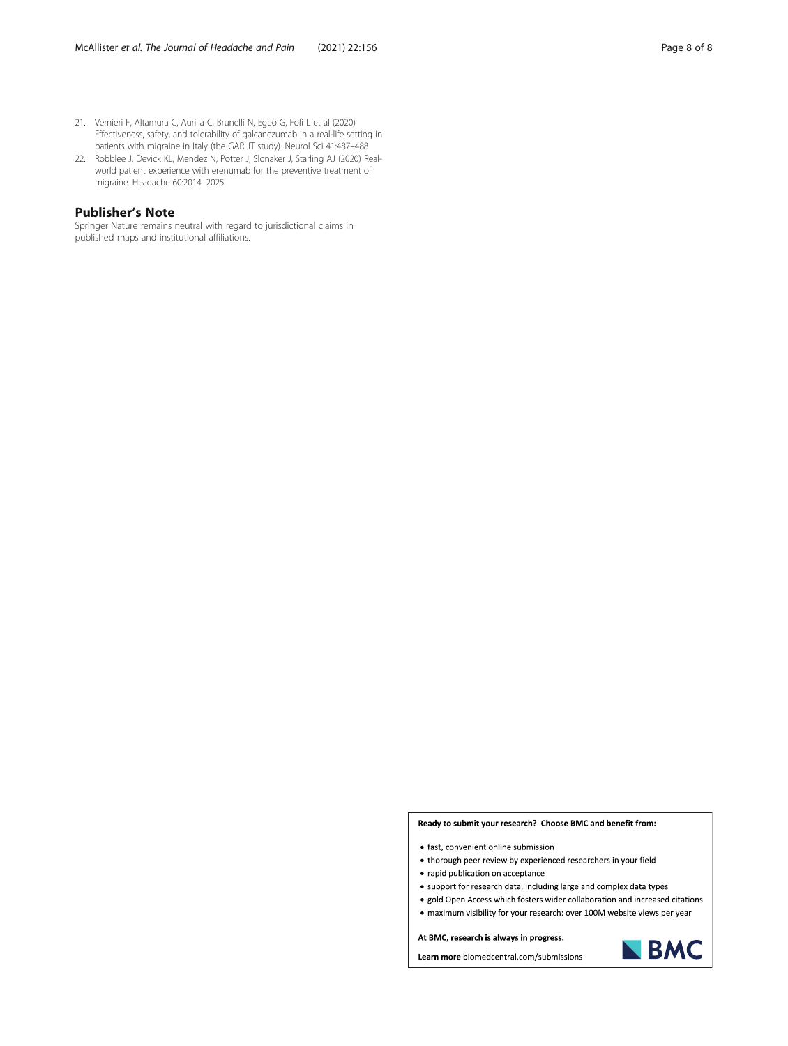21. Vernieri F, Altamura C, Aurilia C, Brunelli N, Egeo G, Fofi L et al (2020) Effectiveness, safety, and tolerability of galcanezumab in a real-life setting in patients with migraine in Italy (the GARLIT study). Neurol Sci 41:487–488
22. Robblee J, Devick KL, Mendez N, Potter J, Slonaker J, Starling AJ (2020) Real-world patient experience with erenumab for the preventive treatment of migraine. Headache 60:2014–2025

## Publisher's Note

Springer Nature remains neutral with regard to jurisdictional claims in published maps and institutional affiliations.

**Ready to submit your research? Choose BMC and benefit from:**

- fast, convenient online submission
- thorough peer review by experienced researchers in your field
- rapid publication on acceptance
- support for research data, including large and complex data types
- gold Open Access which fosters wider collaboration and increased citations
- maximum visibility for your research: over 100M website views per year

**At BMC, research is always in progress.**

**Learn more** biomedcentral.com/submissions

BMC